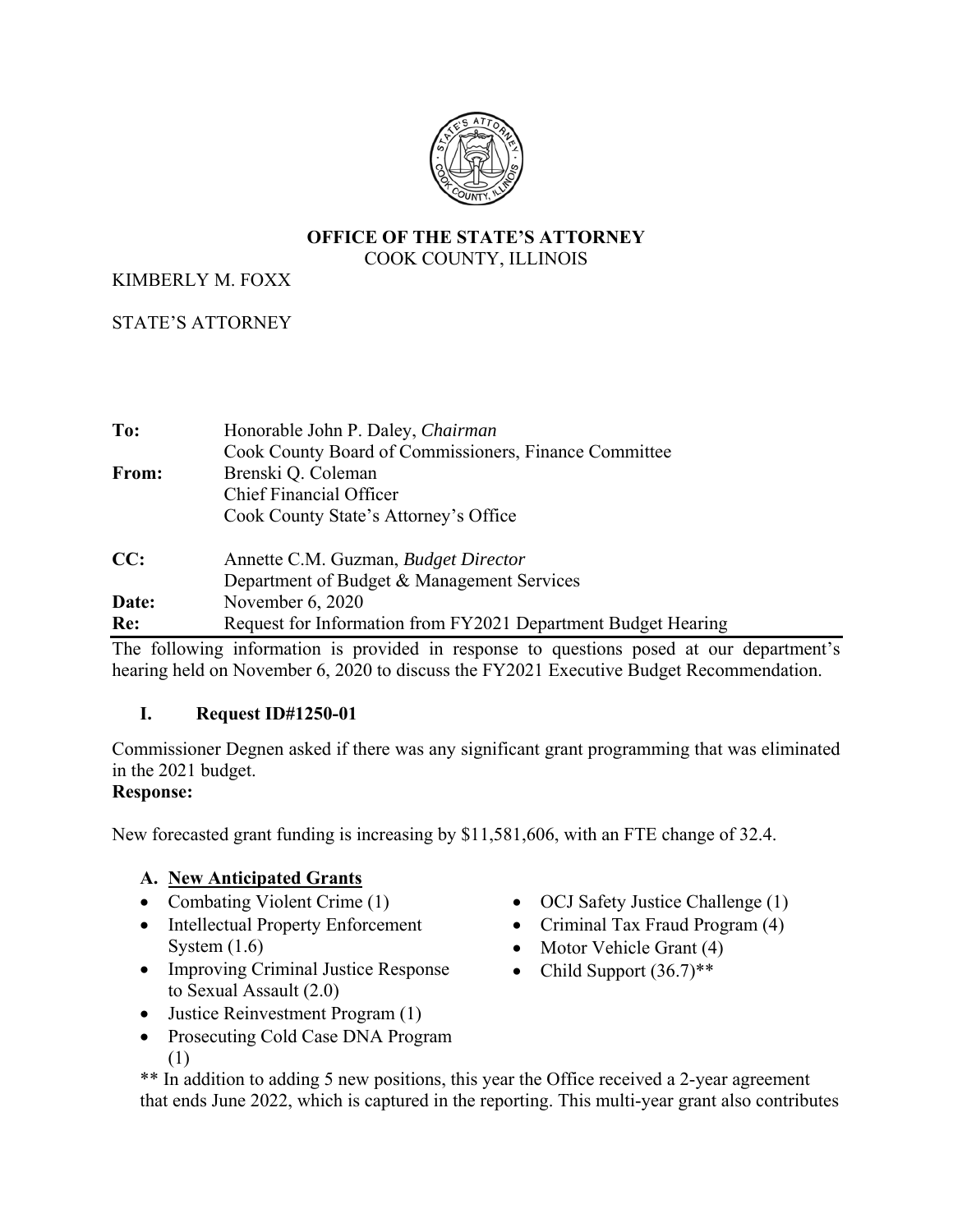**OFFICE OF THE STATE'S ATTORNEY**
COOK COUNTY, ILLINOIS

KIMBERLY M. FOXX

STATE'S ATTORNEY

| | |
|---|---|
| **To:** | Honorable John P. Daley, *Chairman*<br>Cook County Board of Commissioners, Finance Committee |
| **From:** | Brenski Q. Coleman<br>Chief Financial Officer<br>Cook County State's Attorney's Office |
| **CC:** | Annette C.M. Guzman, *Budget Director*<br>Department of Budget & Management Services |
| **Date:** | November 6, 2020 |
| **Re:** | Request for Information from FY2021 Department Budget Hearing |

The following information is provided in response to questions posed at our department's hearing held on November 6, 2020 to discuss the FY2021 Executive Budget Recommendation.

## I. Request ID#1250-01

Commissioner Degnen asked if there was any significant grant programming that was eliminated in the 2021 budget.

**Response:**

New forecasted grant funding is increasing by $11,581,606, with an FTE change of 32.4.

### A. New Anticipated Grants

- Combating Violent Crime (1)
- Intellectual Property Enforcement System (1.6)
- Improving Criminal Justice Response to Sexual Assault (2.0)
- Justice Reinvestment Program (1)
- Prosecuting Cold Case DNA Program (1)
- OCJ Safety Justice Challenge (1)
- Criminal Tax Fraud Program (4)
- Motor Vehicle Grant (4)
- Child Support (36.7)**

** In addition to adding 5 new positions, this year the Office received a 2-year agreement that ends June 2022, which is captured in the reporting. This multi-year grant also contributes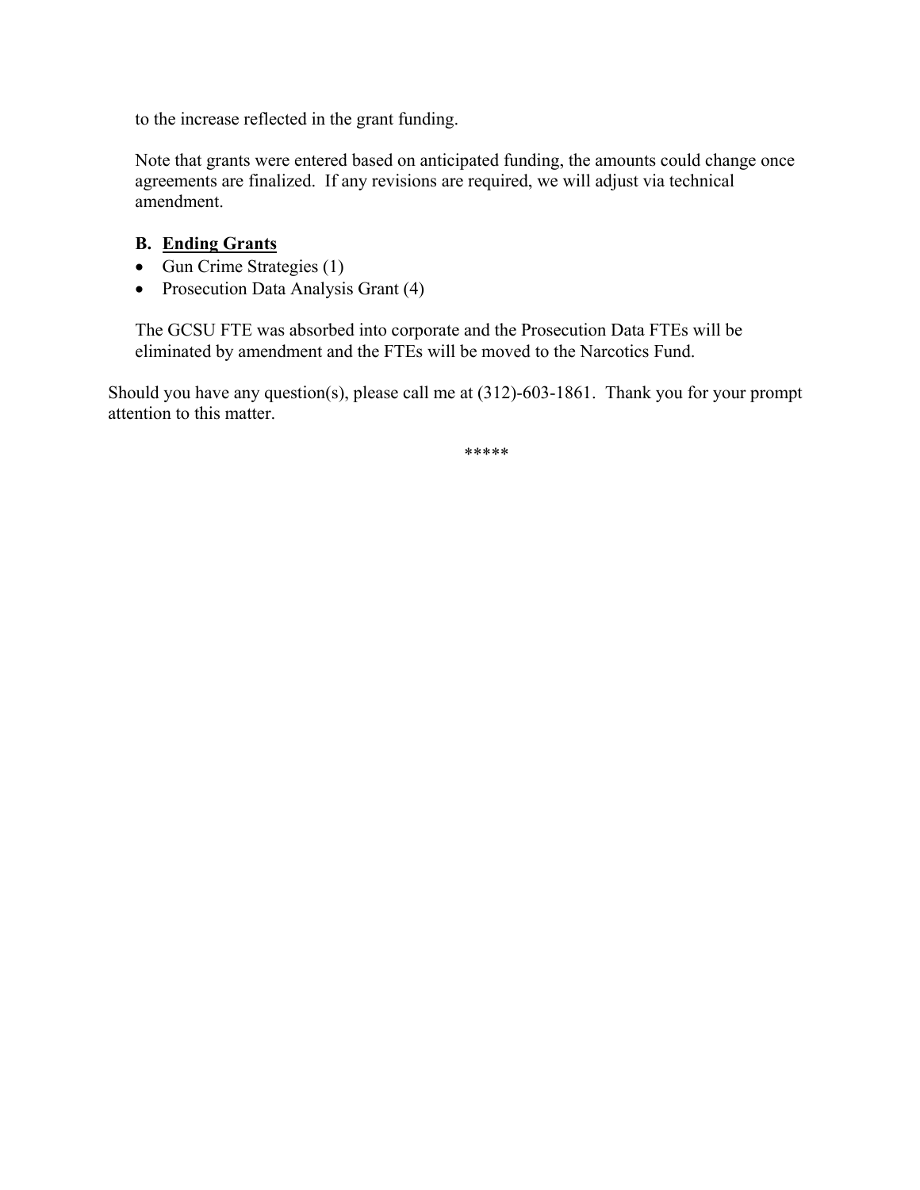to the increase reflected in the grant funding.

Note that grants were entered based on anticipated funding, the amounts could change once agreements are finalized. If any revisions are required, we will adjust via technical amendment.

**B. Ending Grants**

- Gun Crime Strategies (1)
- Prosecution Data Analysis Grant (4)

The GCSU FTE was absorbed into corporate and the Prosecution Data FTEs will be eliminated by amendment and the FTEs will be moved to the Narcotics Fund.

Should you have any question(s), please call me at (312)-603-1861. Thank you for your prompt attention to this matter.

*****